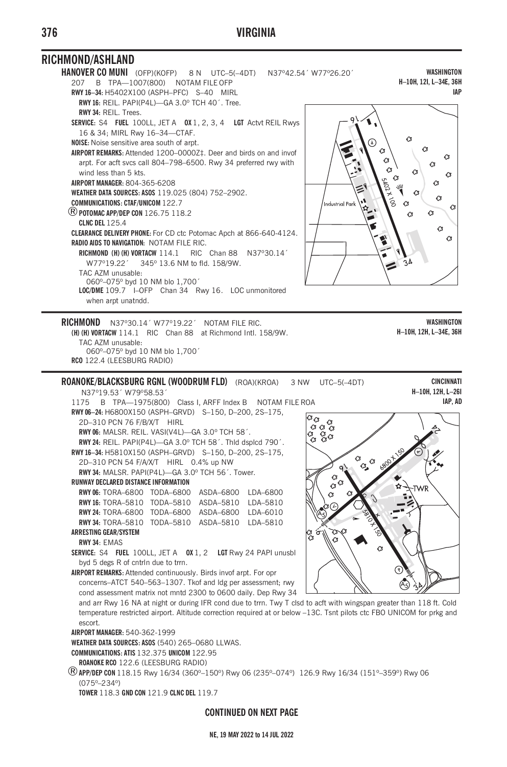## RICHMOND/ASHLAND

**HANOVER CO MUNI** (OFP)(KOFP) 8 N UTC–5(–4DT) N37°42.54´ W77°26.20´

**WASHINGTON**
**H–10H, 12I, L–34E, 36H**
**IAP**

207 B TPA—1007(800) NOTAM FILE OFP

**RWY 16–34:** H5402X100 (ASPH–PFC) S–40 MIRL

**RWY 16:** REIL. PAPI(P4L)—GA 3.0° TCH 40´. Tree.

**RWY 34:** REIL. Trees.

**SERVICE:** S4 **FUEL** 100LL, JET A **OX** 1, 2, 3, 4 **LGT** Actvt REIL Rwys 16 & 34; MIRL Rwy 16–34—CTAF.

**NOISE:** Noise sensitive area south of arpt.

**AIRPORT REMARKS:** Attended 1200–0000Z‡. Deer and birds on and invof arpt. For acft svcs call 804–798–6500. Rwy 34 preferred rwy with wind less than 5 kts.

**AIRPORT MANAGER:** 804-365-6208

**WEATHER DATA SOURCES:** ASOS 119.025 (804) 752–2902.

**COMMUNICATIONS: CTAF/UNICOM** 122.7

® **POTOMAC APP/DEP CON** 126.75 118.2

**CLNC DEL** 125.4

**CLEARANCE DELIVERY PHONE:** For CD ctc Potomac Apch at 866-640-4124.

**RADIO AIDS TO NAVIGATION:** NOTAM FILE RIC.

**RICHMOND (H) (H) VORTACW** 114.1 RIC Chan 88 N37°30.14´ W77°19.22´ 345° 13.6 NM to fld. 158/9W.

TAC AZM unusable:
060°–075° byd 10 NM blo 1,700´

**LOC/DME** 109.7 I–OFP Chan 34 Rwy 16. LOC unmonitored when arpt unatndd.

---

**RICHMOND** N37°30.14´ W77°19.22´ NOTAM FILE RIC.

**WASHINGTON**
**H–10H, 12H, L–34E, 36H**

**(H) (H) VORTACW** 114.1 RIC Chan 88 at Richmond Intl. 158/9W.

TAC AZM unusable:
060°–075° byd 10 NM blo 1,700´

**RCO** 122.4 (LEESBURG RADIO)

---

**ROANOKE/BLACKSBURG RGNL (WOODRUM FLD)** (ROA)(KROA) 3 NW UTC–5(–4DT) N37°19.53´ W79°58.53´

**CINCINNATI**
**H–10H, 12H, L–26I**
**IAP, AD**

1175 B TPA—1975(800) Class I, ARFF Index B NOTAM FILE ROA

**RWY 06–24:** H6800X150 (ASPH–GRVD) S–150, D–200, 2S–175, 2D–310 PCN 76 F/B/X/T HIRL

**RWY 06:** MALSR. REIL. VASI(V4L)—GA 3.0° TCH 58´.

**RWY 24:** REIL. PAPI(P4L)—GA 3.0° TCH 58´. Thld dsplcd 790´.

**RWY 16–34:** H5810X150 (ASPH–GRVD) S–150, D–200, 2S–175, 2D–310 PCN 54 F/A/X/T HIRL 0.4% up NW

**RWY 34:** MALSR. PAPI(P4L)—GA 3.0° TCH 56´. Tower.

**RUNWAY DECLARED DISTANCE INFORMATION**

| | | | | |
|---|---|---|---|---|
| **RWY 06:** | TORA–6800 | TODA–6800 | ASDA–6800 | LDA–6800 |
| **RWY 16:** | TORA–5810 | TODA–5810 | ASDA–5810 | LDA–5810 |
| **RWY 24:** | TORA–6800 | TODA–6800 | ASDA–6800 | LDA–6010 |
| **RWY 34:** | TORA–5810 | TODA–5810 | ASDA–5810 | LDA–5810 |

**ARRESTING GEAR/SYSTEM**

**RWY 34:** EMAS

**SERVICE:** S4 **FUEL** 100LL, JET A **OX** 1, 2 **LGT** Rwy 24 PAPI unusbl byd 5 degs R of cntrln due to trrn.

**AIRPORT REMARKS:** Attended continuously. Birds invof arpt. For opr concerns–ATCT 540–563–1307. Tkof and ldg per assessment; rwy cond assessment matrix not mntd 2300 to 0600 daily. Dep Rwy 34 and arr Rwy 16 NA at night or during IFR cond due to trrn. Twy T clsd to acft with wingspan greater than 118 ft. Cold temperature restricted airport. Altitude correction required at or below –13C. Tsnt pilots ctc FBO UNICOM for prkg and escort.

**AIRPORT MANAGER:** 540-362-1999

**WEATHER DATA SOURCES:** ASOS (540) 265–0680 LLWAS.

**COMMUNICATIONS: ATIS** 132.375 **UNICOM** 122.95

**ROANOKE RCO** 122.6 (LEESBURG RADIO)

® **APP/DEP CON** 118.15 Rwy 16/34 (360°–150°) Rwy 06 (235°–074°) 126.9 Rwy 16/34 (151°–359°) Rwy 06 (075°–234°)

**TOWER** 118.3 **GND CON** 121.9 **CLNC DEL** 119.7

**CONTINUED ON NEXT PAGE**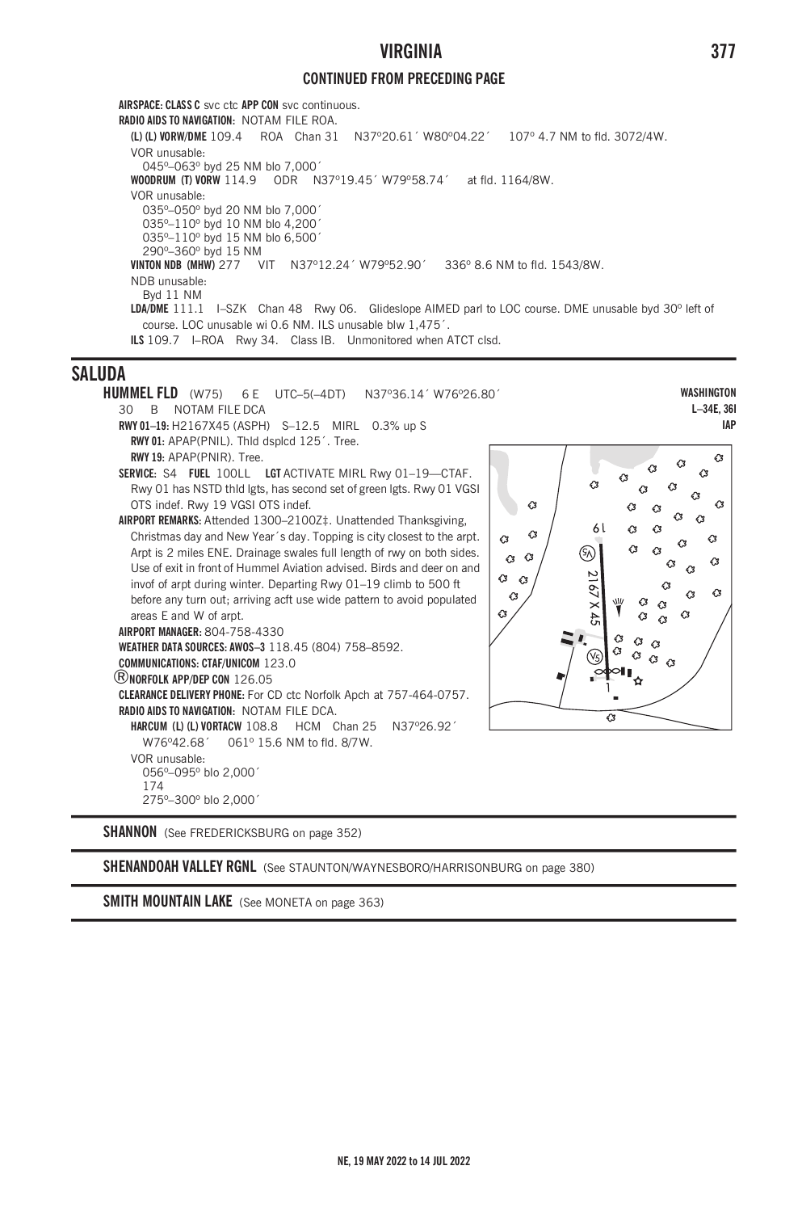## CONTINUED FROM PRECEDING PAGE

**AIRSPACE: CLASS C** svc ctc **APP CON** svc continuous.

**RADIO AIDS TO NAVIGATION:** NOTAM FILE ROA.

**(L) (L) VORW/DME** 109.4 ROA Chan 31 N37°20.61´ W80°04.22´ 107° 4.7 NM to fld. 3072/4W.

VOR unusable:
045°–063° byd 25 NM blo 7,000´

**WOODRUM (T) VORW** 114.9 ODR N37°19.45´ W79°58.74´ at fld. 1164/8W.

VOR unusable:
035°–050° byd 20 NM blo 7,000´
035°–110° byd 10 NM blo 4,200´
035°–110° byd 15 NM blo 6,500´
290°–360° byd 15 NM

**VINTON NDB (MHW)** 277 VIT N37°12.24´ W79°52.90´ 336° 8.6 NM to fld. 1543/8W.

NDB unusable:
Byd 11 NM

**LDA/DME** 111.1 I–SZK Chan 48 Rwy 06. Glideslope AIMED parl to LOC course. DME unusable byd 30° left of course. LOC unusable wi 0.6 NM. ILS unusable blw 1,475´.

**ILS** 109.7 I–ROA Rwy 34. Class IB. Unmonitored when ATCT clsd.

# SALUDA

## HUMMEL FLD (W75) 6 E UTC–5(–4DT) N37°36.14´ W76°26.80´

WASHINGTON
L–34E, 36I
IAP

30 B NOTAM FILE DCA

**RWY 01–19:** H2167X45 (ASPH) S–12.5 MIRL 0.3% up S

**RWY 01:** APAP(PNIL). Thld dsplcd 125´. Tree.

**RWY 19:** APAP(PNIR). Tree.

**SERVICE:** S4 **FUEL** 100LL **LGT** ACTIVATE MIRL Rwy 01–19—CTAF. Rwy 01 has NSTD thld lgts, has second set of green lgts. Rwy 01 VGSI OTS indef. Rwy 19 VGSI OTS indef.

**AIRPORT REMARKS:** Attended 1300–2100Z‡. Unattended Thanksgiving, Christmas day and New Year´s day. Topping is city closest to the arpt. Arpt is 2 miles ENE. Drainage swales full length of rwy on both sides. Use of exit in front of Hummel Aviation advised. Birds and deer on and invof of arpt during winter. Departing Rwy 01–19 climb to 500 ft before any turn out; arriving acft use wide pattern to avoid populated areas E and W of arpt.

**AIRPORT MANAGER:** 804-758-4330

**WEATHER DATA SOURCES: AWOS–3** 118.45 (804) 758–8592.

**COMMUNICATIONS: CTAF/UNICOM** 123.0

®**NORFOLK APP/DEP CON** 126.05

**CLEARANCE DELIVERY PHONE:** For CD ctc Norfolk Apch at 757-464-0757.

**RADIO AIDS TO NAVIGATION:** NOTAM FILE DCA.

**HARCUM (L) (L) VORTACW** 108.8 HCM Chan 25 N37°26.92´ W76°42.68´ 061° 15.6 NM to fld. 8/7W.

VOR unusable:
056°–095° blo 2,000´
174
275°–300° blo 2,000´

19
2167 X 45
1

**SHANNON** (See FREDERICKSBURG on page 352)

**SHENANDOAH VALLEY RGNL** (See STAUNTON/WAYNESBORO/HARRISONBURG on page 380)

**SMITH MOUNTAIN LAKE** (See MONETA on page 363)